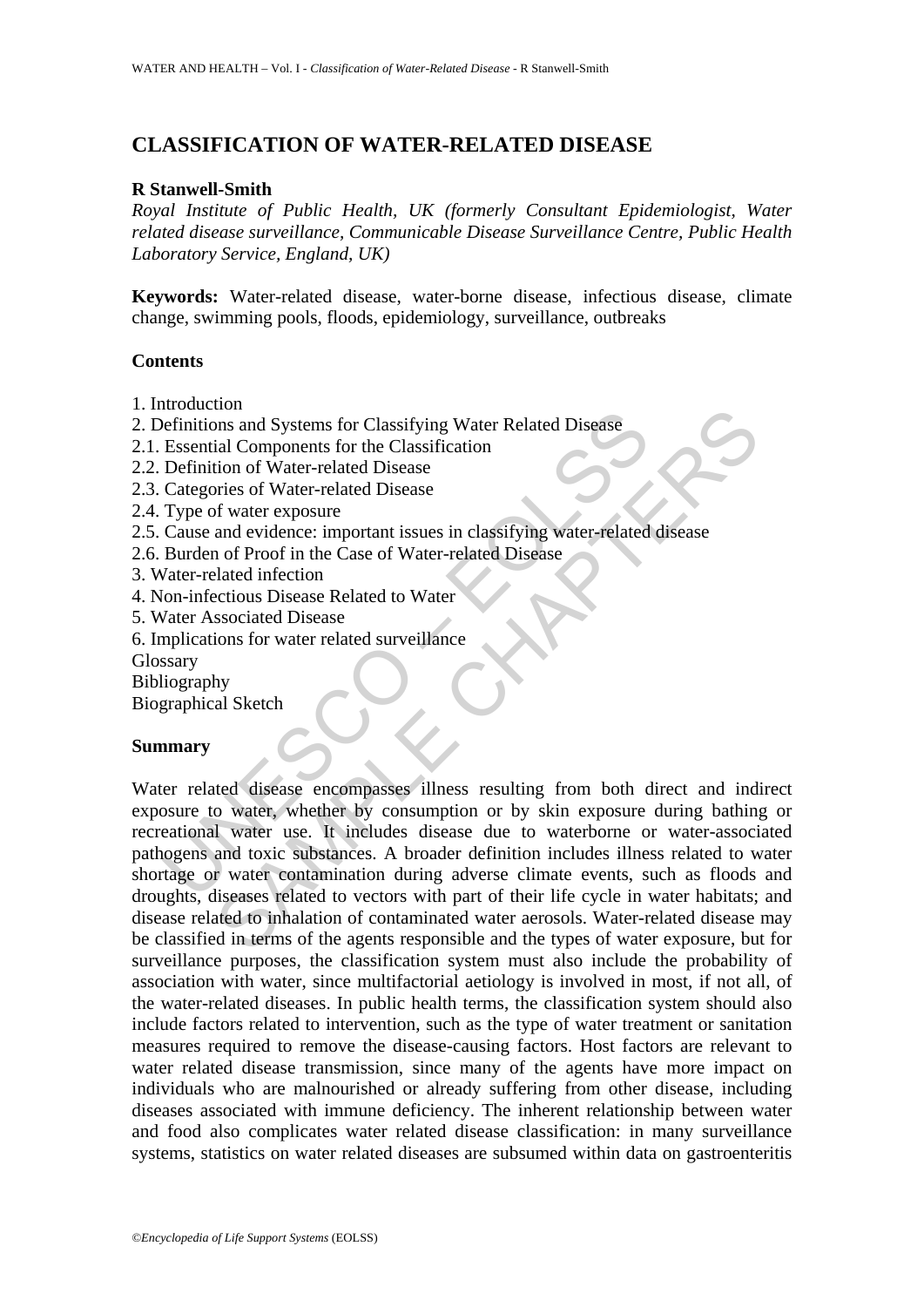# CLASSIFICATION OF WATER-RELATED DISEASE

**R Stanwell-Smith**

*Royal Institute of Public Health, UK (formerly Consultant Epidemiologist, Water related disease surveillance, Communicable Disease Surveillance Centre, Public Health Laboratory Service, England, UK)*

**Keywords:** Water-related disease, water-borne disease, infectious disease, climate change, swimming pools, floods, epidemiology, surveillance, outbreaks

## Contents

1. Introduction
2. Definitions and Systems for Classifying Water Related Disease
2.1. Essential Components for the Classification
2.2. Definition of Water-related Disease
2.3. Categories of Water-related Disease
2.4. Type of water exposure
2.5. Cause and evidence: important issues in classifying water-related disease
2.6. Burden of Proof in the Case of Water-related Disease
3. Water-related infection
4. Non-infectious Disease Related to Water
5. Water Associated Disease
6. Implications for water related surveillance

Glossary
Bibliography
Biographical Sketch

## Summary

Water related disease encompasses illness resulting from both direct and indirect exposure to water, whether by consumption or by skin exposure during bathing or recreational water use. It includes disease due to waterborne or water-associated pathogens and toxic substances. A broader definition includes illness related to water shortage or water contamination during adverse climate events, such as floods and droughts, diseases related to vectors with part of their life cycle in water habitats; and disease related to inhalation of contaminated water aerosols. Water-related disease may be classified in terms of the agents responsible and the types of water exposure, but for surveillance purposes, the classification system must also include the probability of association with water, since multifactorial aetiology is involved in most, if not all, of the water-related diseases. In public health terms, the classification system should also include factors related to intervention, such as the type of water treatment or sanitation measures required to remove the disease-causing factors. Host factors are relevant to water related disease transmission, since many of the agents have more impact on individuals who are malnourished or already suffering from other disease, including diseases associated with immune deficiency. The inherent relationship between water and food also complicates water related disease classification: in many surveillance systems, statistics on water related diseases are subsumed within data on gastroenteritis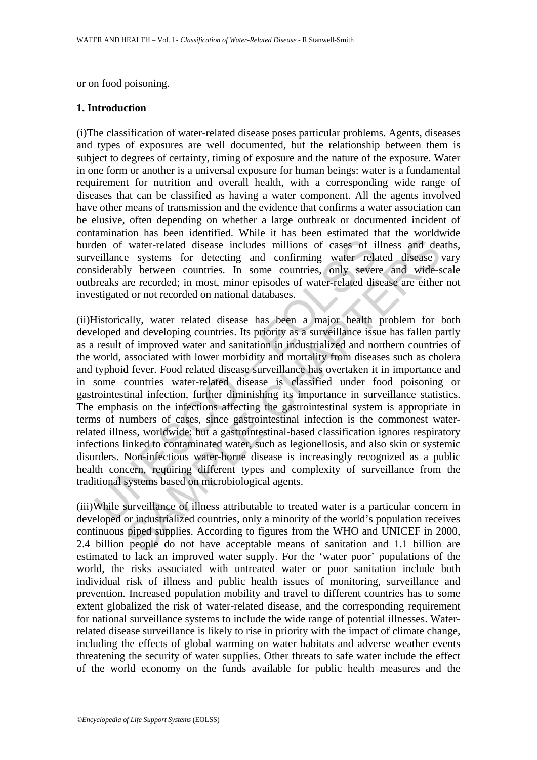or on food poisoning.

## 1. Introduction

(i)The classification of water-related disease poses particular problems. Agents, diseases and types of exposures are well documented, but the relationship between them is subject to degrees of certainty, timing of exposure and the nature of the exposure. Water in one form or another is a universal exposure for human beings: water is a fundamental requirement for nutrition and overall health, with a corresponding wide range of diseases that can be classified as having a water component. All the agents involved have other means of transmission and the evidence that confirms a water association can be elusive, often depending on whether a large outbreak or documented incident of contamination has been identified. While it has been estimated that the worldwide burden of water-related disease includes millions of cases of illness and deaths, surveillance systems for detecting and confirming water related disease vary considerably between countries. In some countries, only severe and wide-scale outbreaks are recorded; in most, minor episodes of water-related disease are either not investigated or not recorded on national databases.

(ii)Historically, water related disease has been a major health problem for both developed and developing countries. Its priority as a surveillance issue has fallen partly as a result of improved water and sanitation in industrialized and northern countries of the world, associated with lower morbidity and mortality from diseases such as cholera and typhoid fever. Food related disease surveillance has overtaken it in importance and in some countries water-related disease is classified under food poisoning or gastrointestinal infection, further diminishing its importance in surveillance statistics. The emphasis on the infections affecting the gastrointestinal system is appropriate in terms of numbers of cases, since gastrointestinal infection is the commonest water-related illness, worldwide: but a gastrointestinal-based classification ignores respiratory infections linked to contaminated water, such as legionellosis, and also skin or systemic disorders. Non-infectious water-borne disease is increasingly recognized as a public health concern, requiring different types and complexity of surveillance from the traditional systems based on microbiological agents.

(iii)While surveillance of illness attributable to treated water is a particular concern in developed or industrialized countries, only a minority of the world's population receives continuous piped supplies. According to figures from the WHO and UNICEF in 2000, 2.4 billion people do not have acceptable means of sanitation and 1.1 billion are estimated to lack an improved water supply. For the 'water poor' populations of the world, the risks associated with untreated water or poor sanitation include both individual risk of illness and public health issues of monitoring, surveillance and prevention. Increased population mobility and travel to different countries has to some extent globalized the risk of water-related disease, and the corresponding requirement for national surveillance systems to include the wide range of potential illnesses. Water-related disease surveillance is likely to rise in priority with the impact of climate change, including the effects of global warming on water habitats and adverse weather events threatening the security of water supplies. Other threats to safe water include the effect of the world economy on the funds available for public health measures and the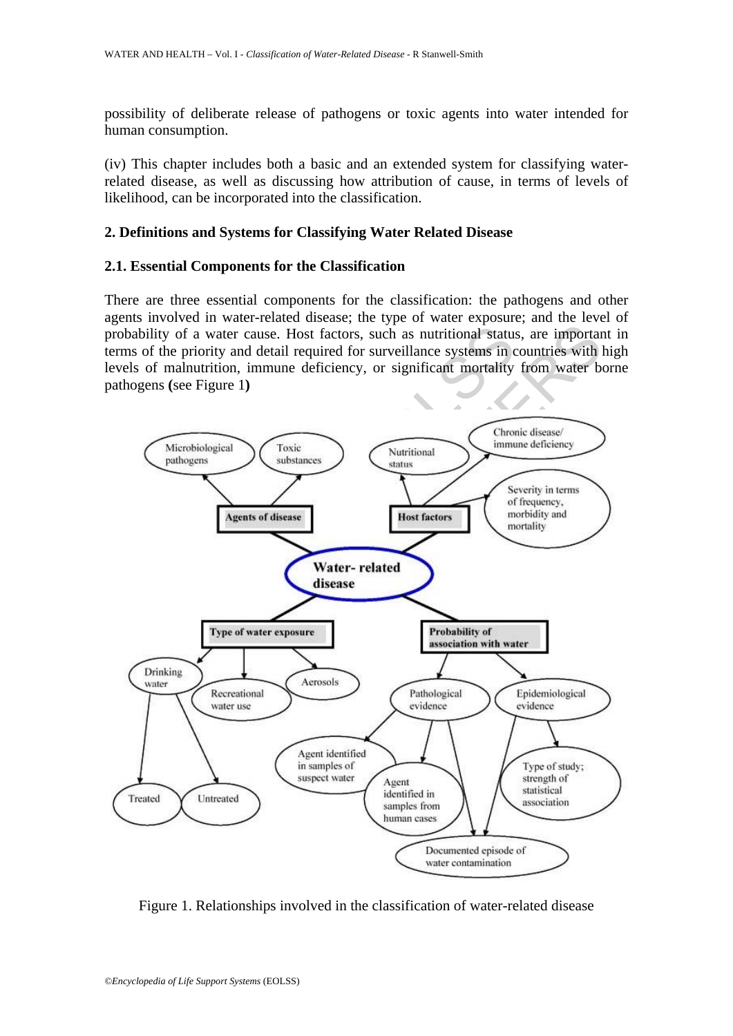possibility of deliberate release of pathogens or toxic agents into water intended for human consumption.

(iv) This chapter includes both a basic and an extended system for classifying water-related disease, as well as discussing how attribution of cause, in terms of levels of likelihood, can be incorporated into the classification.

## 2. Definitions and Systems for Classifying Water Related Disease

### 2.1. Essential Components for the Classification

There are three essential components for the classification: the pathogens and other agents involved in water-related disease; the type of water exposure; and the level of probability of a water cause. Host factors, such as nutritional status, are important in terms of the priority and detail required for surveillance systems in countries with high levels of malnutrition, immune deficiency, or significant mortality from water borne pathogens **(**see Figure 1**)**

Water- related disease

Agents of disease

Microbiological pathogens

Toxic substances

Host factors

Nutritional status

Chronic disease/ immune deficiency

Severity in terms of frequency, morbidity and mortality

Type of water exposure

Drinking water

Recreational water use

Aerosols

Treated

Untreated

Probability of association with water

Pathological evidence

Epidemiological evidence

Agent identified in samples of suspect water

Agent identified in samples from human cases

Type of study; strength of statistical association

Documented episode of water contamination

Figure 1. Relationships involved in the classification of water-related disease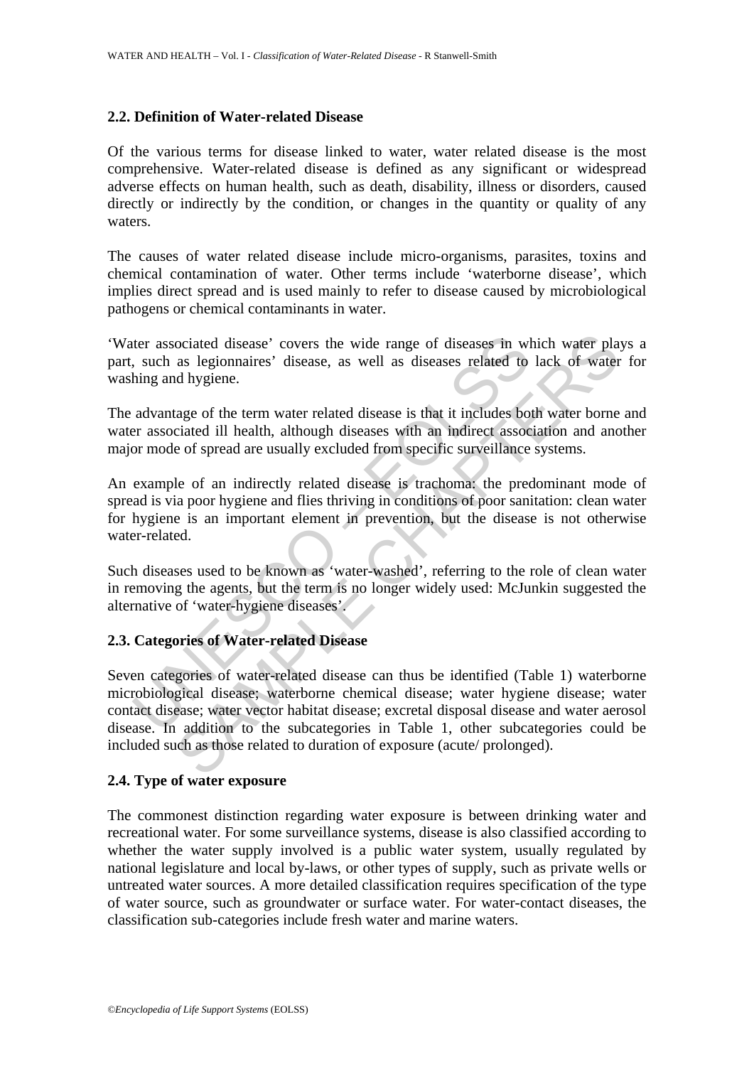### 2.2. Definition of Water-related Disease

Of the various terms for disease linked to water, water related disease is the most comprehensive. Water-related disease is defined as any significant or widespread adverse effects on human health, such as death, disability, illness or disorders, caused directly or indirectly by the condition, or changes in the quantity or quality of any waters.

The causes of water related disease include micro-organisms, parasites, toxins and chemical contamination of water. Other terms include 'waterborne disease', which implies direct spread and is used mainly to refer to disease caused by microbiological pathogens or chemical contaminants in water.

'Water associated disease' covers the wide range of diseases in which water plays a part, such as legionnaires' disease, as well as diseases related to lack of water for washing and hygiene.

The advantage of the term water related disease is that it includes both water borne and water associated ill health, although diseases with an indirect association and another major mode of spread are usually excluded from specific surveillance systems.

An example of an indirectly related disease is trachoma: the predominant mode of spread is via poor hygiene and flies thriving in conditions of poor sanitation: clean water for hygiene is an important element in prevention, but the disease is not otherwise water-related.

Such diseases used to be known as 'water-washed', referring to the role of clean water in removing the agents, but the term is no longer widely used: McJunkin suggested the alternative of 'water-hygiene diseases'.

### 2.3. Categories of Water-related Disease

Seven categories of water-related disease can thus be identified (Table 1) waterborne microbiological disease; waterborne chemical disease; water hygiene disease; water contact disease; water vector habitat disease; excretal disposal disease and water aerosol disease. In addition to the subcategories in Table 1, other subcategories could be included such as those related to duration of exposure (acute/ prolonged).

### 2.4. Type of water exposure

The commonest distinction regarding water exposure is between drinking water and recreational water. For some surveillance systems, disease is also classified according to whether the water supply involved is a public water system, usually regulated by national legislature and local by-laws, or other types of supply, such as private wells or untreated water sources. A more detailed classification requires specification of the type of water source, such as groundwater or surface water. For water-contact diseases, the classification sub-categories include fresh water and marine waters.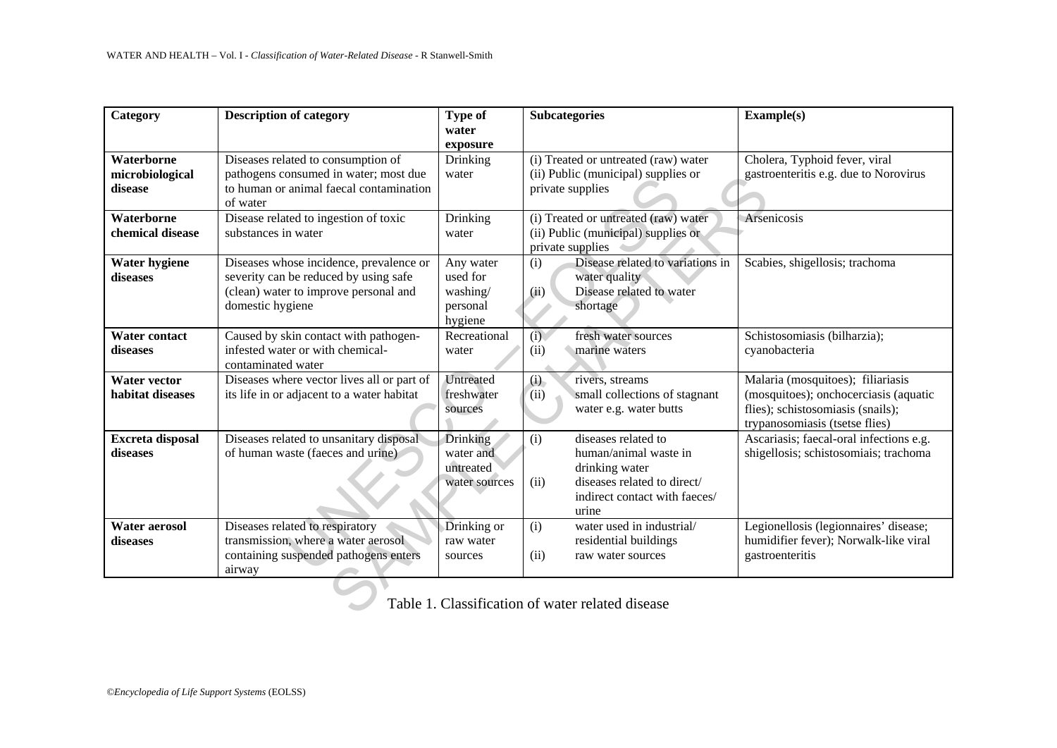| Category | Description of category | Type of water exposure | Subcategories | Example(s) |
|---|---|---|---|---|
| **Waterborne microbiological disease** | Diseases related to consumption of pathogens consumed in water; most due to human or animal faecal contamination of water | Drinking water | (i) Treated or untreated (raw) water (ii) Public (municipal) supplies or private supplies | Cholera, Typhoid fever, viral gastroenteritis e.g. due to Norovirus |
| **Waterborne chemical disease** | Disease related to ingestion of toxic substances in water | Drinking water | (i) Treated or untreated (raw) water (ii) Public (municipal) supplies or private supplies | Arsenicosis |
| **Water hygiene diseases** | Diseases whose incidence, prevalence or severity can be reduced by using safe (clean) water to improve personal and domestic hygiene | Any water used for washing/ personal hygiene | (i) Disease related to variations in water quality (ii) Disease related to water shortage | Scabies, shigellosis; trachoma |
| **Water contact diseases** | Caused by skin contact with pathogen-infested water or with chemical-contaminated water | Recreational water | (i) fresh water sources (ii) marine waters | Schistosomiasis (bilharzia); cyanobacteria |
| **Water vector habitat diseases** | Diseases where vector lives all or part of its life in or adjacent to a water habitat | Untreated freshwater sources | (i) rivers, streams (ii) small collections of stagnant water e.g. water butts | Malaria (mosquitoes); filiariasis (mosquitoes); onchocerciasis (aquatic flies); schistosomiasis (snails); trypanosomiasis (tsetse flies) |
| **Excreta disposal diseases** | Diseases related to unsanitary disposal of human waste (faeces and urine) | Drinking water and untreated water sources | (i) diseases related to human/animal waste in drinking water (ii) diseases related to direct/ indirect contact with faeces/ urine | Ascariasis; faecal-oral infections e.g. shigellosis; schistosomiais; trachoma |
| **Water aerosol diseases** | Diseases related to respiratory transmission, where a water aerosol containing suspended pathogens enters airway | Drinking or raw water sources | (i) water used in industrial/ residential buildings (ii) raw water sources | Legionellosis (legionnaires' disease; humidifier fever); Norwalk-like viral gastroenteritis |

Table 1. Classification of water related disease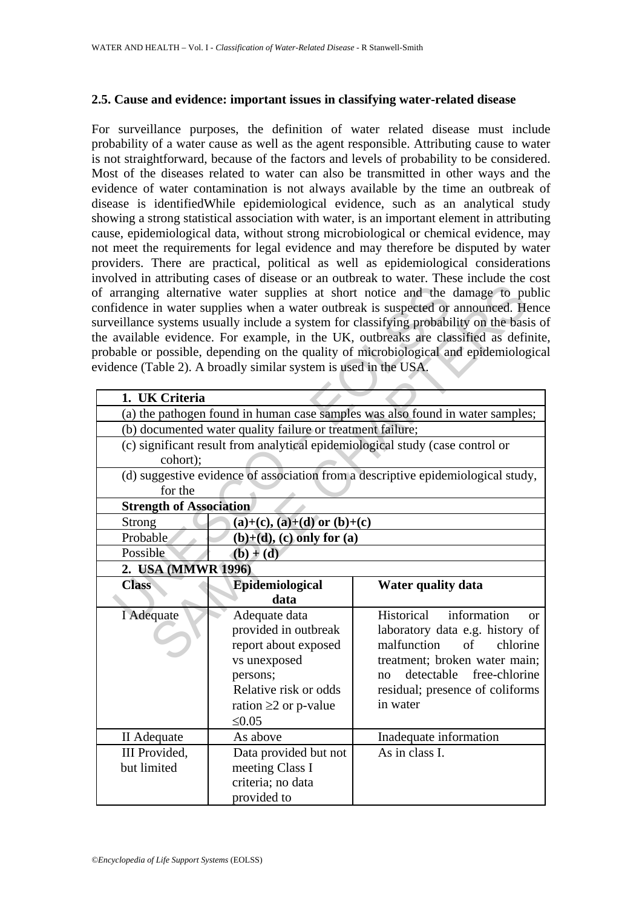### 2.5. Cause and evidence: important issues in classifying water-related disease

For surveillance purposes, the definition of water related disease must include probability of a water cause as well as the agent responsible. Attributing cause to water is not straightforward, because of the factors and levels of probability to be considered. Most of the diseases related to water can also be transmitted in other ways and the evidence of water contamination is not always available by the time an outbreak of disease is identifiedWhile epidemiological evidence, such as an analytical study showing a strong statistical association with water, is an important element in attributing cause, epidemiological data, without strong microbiological or chemical evidence, may not meet the requirements for legal evidence and may therefore be disputed by water providers. There are practical, political as well as epidemiological considerations involved in attributing cases of disease or an outbreak to water. These include the cost of arranging alternative water supplies at short notice and the damage to public confidence in water supplies when a water outbreak is suspected or announced. Hence surveillance systems usually include a system for classifying probability on the basis of the available evidence. For example, in the UK, outbreaks are classified as definite, probable or possible, depending on the quality of microbiological and epidemiological evidence (Table 2). A broadly similar system is used in the USA.

| | | |
|---|---|---|
| **1. UK Criteria** | | |
| (a) the pathogen found in human case samples was also found in water samples; | | |
| (b) documented water quality failure or treatment failure; | | |
| (c) significant result from analytical epidemiological study (case control or cohort); | | |
| (d) suggestive evidence of association from a descriptive epidemiological study, for the | | |
| **Strength of Association** | | |
| Strong | **(a)+(c), (a)+(d) or (b)+(c)** | |
| Probable | **(b)+(d), (c) only for (a)** | |
| Possible | **(b) + (d)** | |
| **2. USA (MMWR 1996)** | | |
| **Class** | **Epidemiological data** | **Water quality data** |
| I Adequate | Adequate data provided in outbreak report about exposed vs unexposed persons; Relative risk or odds ration ≥2 or p-value ≤0.05 | Historical information or laboratory data e.g. history of malfunction of chlorine treatment; broken water main; no detectable free-chlorine residual; presence of coliforms in water |
| II Adequate | As above | Inadequate information |
| III Provided, but limited | Data provided but not meeting Class I criteria; no data provided to | As in class I. |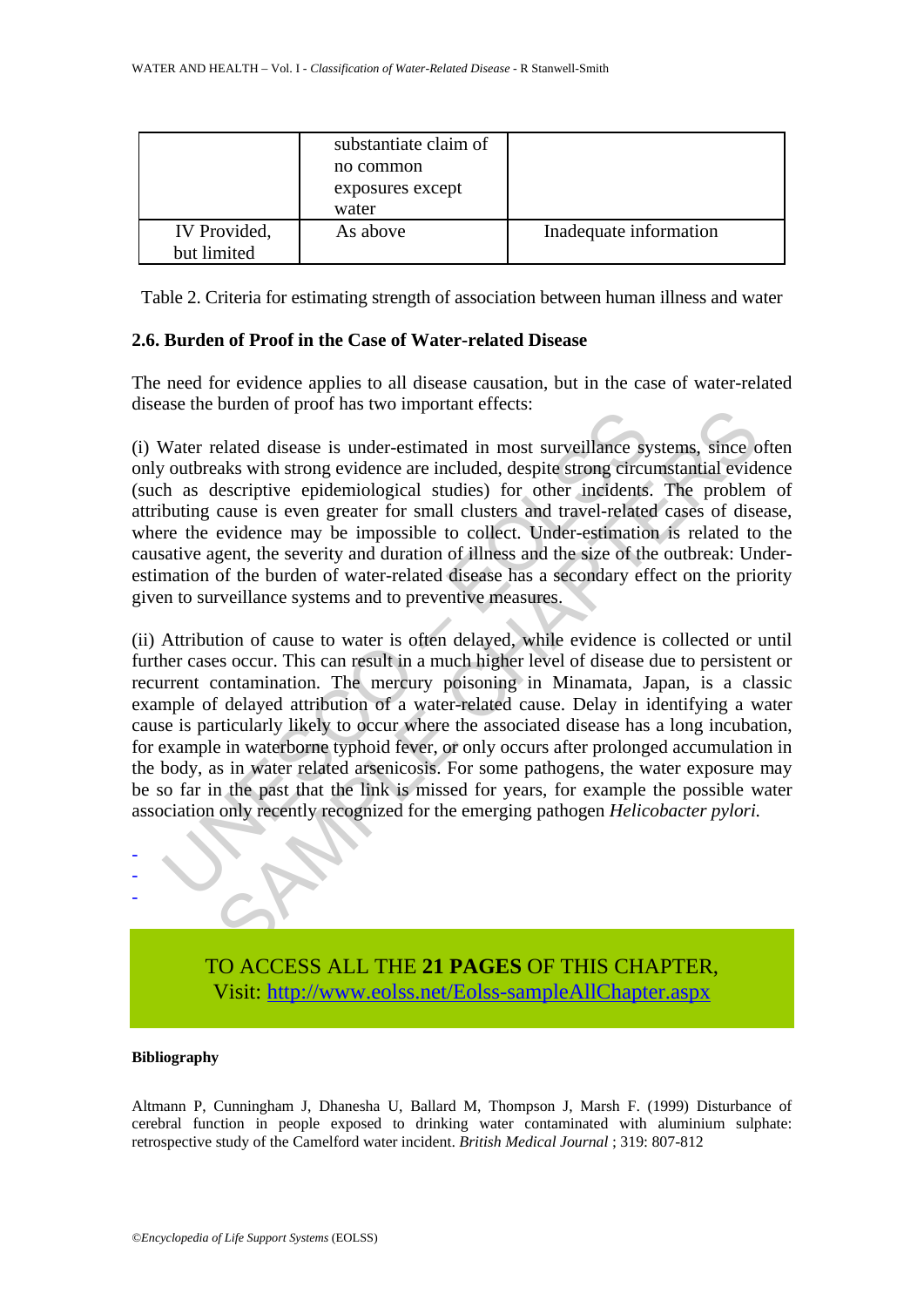| | | |
|---|---|---|
| | substantiate claim of no common exposures except water | |
| IV Provided, but limited | As above | Inadequate information |

Table 2. Criteria for estimating strength of association between human illness and water

### 2.6. Burden of Proof in the Case of Water-related Disease

The need for evidence applies to all disease causation, but in the case of water-related disease the burden of proof has two important effects:

(i) Water related disease is under-estimated in most surveillance systems, since often only outbreaks with strong evidence are included, despite strong circumstantial evidence (such as descriptive epidemiological studies) for other incidents. The problem of attributing cause is even greater for small clusters and travel-related cases of disease, where the evidence may be impossible to collect. Under-estimation is related to the causative agent, the severity and duration of illness and the size of the outbreak: Under-estimation of the burden of water-related disease has a secondary effect on the priority given to surveillance systems and to preventive measures.

(ii) Attribution of cause to water is often delayed, while evidence is collected or until further cases occur. This can result in a much higher level of disease due to persistent or recurrent contamination. The mercury poisoning in Minamata, Japan, is a classic example of delayed attribution of a water-related cause. Delay in identifying a water cause is particularly likely to occur where the associated disease has a long incubation, for example in waterborne typhoid fever, or only occurs after prolonged accumulation in the body, as in water related arsenicosis. For some pathogens, the water exposure may be so far in the past that the link is missed for years, for example the possible water association only recently recognized for the emerging pathogen *Helicobacter pylori.*

-
-
-

TO ACCESS ALL THE **21 PAGES** OF THIS CHAPTER,
Visit: http://www.eolss.net/Eolss-sampleAllChapter.aspx

**Bibliography**

Altmann P, Cunningham J, Dhanesha U, Ballard M, Thompson J, Marsh F. (1999) Disturbance of cerebral function in people exposed to drinking water contaminated with aluminium sulphate: retrospective study of the Camelford water incident. *British Medical Journal* ; 319: 807-812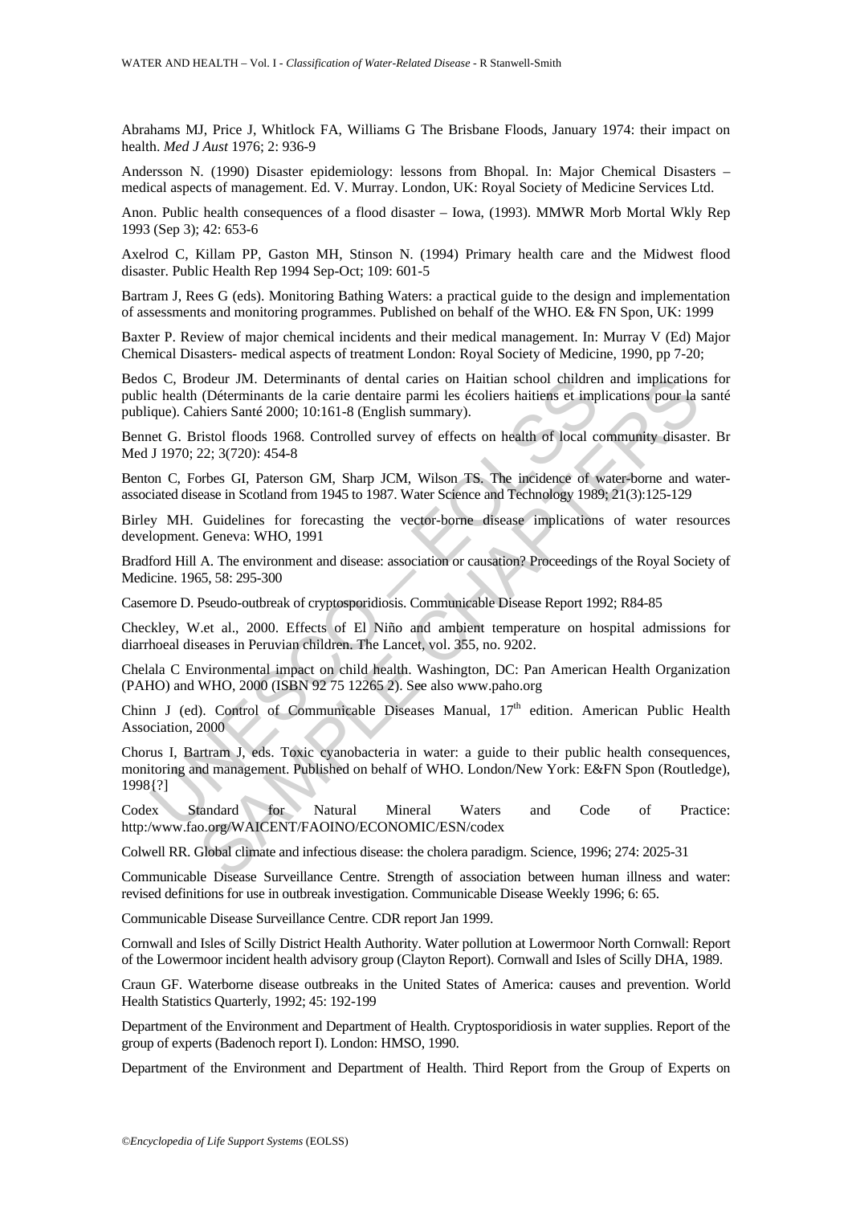Abrahams MJ, Price J, Whitlock FA, Williams G The Brisbane Floods, January 1974: their impact on health. *Med J Aust* 1976; 2: 936-9

Andersson N. (1990) Disaster epidemiology: lessons from Bhopal. In: Major Chemical Disasters – medical aspects of management. Ed. V. Murray. London, UK: Royal Society of Medicine Services Ltd.

Anon. Public health consequences of a flood disaster – Iowa, (1993). MMWR Morb Mortal Wkly Rep 1993 (Sep 3); 42: 653-6

Axelrod C, Killam PP, Gaston MH, Stinson N. (1994) Primary health care and the Midwest flood disaster. Public Health Rep 1994 Sep-Oct; 109: 601-5

Bartram J, Rees G (eds). Monitoring Bathing Waters: a practical guide to the design and implementation of assessments and monitoring programmes. Published on behalf of the WHO. E& FN Spon, UK: 1999

Baxter P. Review of major chemical incidents and their medical management. In: Murray V (Ed) Major Chemical Disasters- medical aspects of treatment London: Royal Society of Medicine, 1990, pp 7-20;

Bedos C, Brodeur JM. Determinants of dental caries on Haitian school children and implications for public health (Déterminants de la carie dentaire parmi les écoliers haitiens et implications pour la santé publique). Cahiers Santé 2000; 10:161-8 (English summary).

Bennet G. Bristol floods 1968. Controlled survey of effects on health of local community disaster. Br Med J 1970; 22; 3(720): 454-8

Benton C, Forbes GI, Paterson GM, Sharp JCM, Wilson TS. The incidence of water-borne and water-associated disease in Scotland from 1945 to 1987. Water Science and Technology 1989; 21(3):125-129

Birley MH. Guidelines for forecasting the vector-borne disease implications of water resources development. Geneva: WHO, 1991

Bradford Hill A. The environment and disease: association or causation? Proceedings of the Royal Society of Medicine. 1965, 58: 295-300

Casemore D. Pseudo-outbreak of cryptosporidiosis. Communicable Disease Report 1992; R84-85

Checkley, W.et al., 2000. Effects of El Niño and ambient temperature on hospital admissions for diarrhoeal diseases in Peruvian children. The Lancet, vol. 355, no. 9202.

Chelala C Environmental impact on child health. Washington, DC: Pan American Health Organization (PAHO) and WHO, 2000 (ISBN 92 75 12265 2). See also www.paho.org

Chinn J (ed). Control of Communicable Diseases Manual, 17th edition. American Public Health Association, 2000

Chorus I, Bartram J, eds. Toxic cyanobacteria in water: a guide to their public health consequences, monitoring and management. Published on behalf of WHO. London/New York: E&FN Spon (Routledge), 1998{?]

Codex Standard for Natural Mineral Waters and Code of Practice: http:/www.fao.org/WAICENT/FAOINO/ECONOMIC/ESN/codex

Colwell RR. Global climate and infectious disease: the cholera paradigm. Science, 1996; 274: 2025-31

Communicable Disease Surveillance Centre. Strength of association between human illness and water: revised definitions for use in outbreak investigation. Communicable Disease Weekly 1996; 6: 65.

Communicable Disease Surveillance Centre. CDR report Jan 1999.

Cornwall and Isles of Scilly District Health Authority. Water pollution at Lowermoor North Cornwall: Report of the Lowermoor incident health advisory group (Clayton Report). Cornwall and Isles of Scilly DHA, 1989.

Craun GF. Waterborne disease outbreaks in the United States of America: causes and prevention. World Health Statistics Quarterly, 1992; 45: 192-199

Department of the Environment and Department of Health. Cryptosporidiosis in water supplies. Report of the group of experts (Badenoch report I). London: HMSO, 1990.

Department of the Environment and Department of Health. Third Report from the Group of Experts on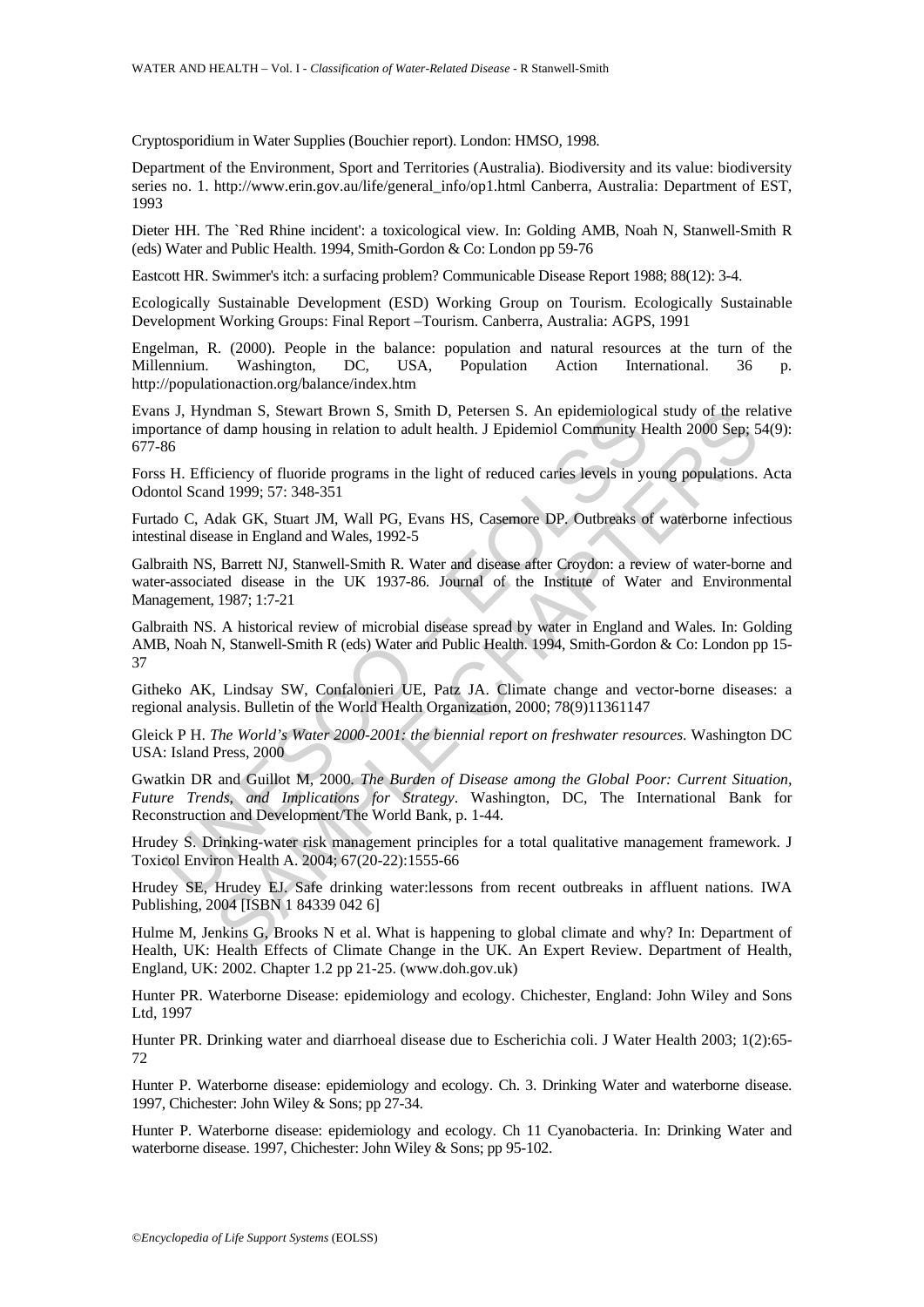Cryptosporidium in Water Supplies (Bouchier report). London: HMSO, 1998.

Department of the Environment, Sport and Territories (Australia). Biodiversity and its value: biodiversity series no. 1. http://www.erin.gov.au/life/general_info/op1.html Canberra, Australia: Department of EST, 1993

Dieter HH. The `Red Rhine incident': a toxicological view. In: Golding AMB, Noah N, Stanwell-Smith R (eds) Water and Public Health. 1994, Smith-Gordon & Co: London pp 59-76

Eastcott HR. Swimmer's itch: a surfacing problem? Communicable Disease Report 1988; 88(12): 3-4.

Ecologically Sustainable Development (ESD) Working Group on Tourism. Ecologically Sustainable Development Working Groups: Final Report –Tourism. Canberra, Australia: AGPS, 1991

Engelman, R. (2000). People in the balance: population and natural resources at the turn of the Millennium. Washington, DC, USA, Population Action International. 36 p. http://populationaction.org/balance/index.htm

Evans J, Hyndman S, Stewart Brown S, Smith D, Petersen S. An epidemiological study of the relative importance of damp housing in relation to adult health. J Epidemiol Community Health 2000 Sep; 54(9): 677-86

Forss H. Efficiency of fluoride programs in the light of reduced caries levels in young populations. Acta Odontol Scand 1999; 57: 348-351

Furtado C, Adak GK, Stuart JM, Wall PG, Evans HS, Casemore DP. Outbreaks of waterborne infectious intestinal disease in England and Wales, 1992-5

Galbraith NS, Barrett NJ, Stanwell-Smith R. Water and disease after Croydon: a review of water-borne and water-associated disease in the UK 1937-86. Journal of the Institute of Water and Environmental Management, 1987; 1:7-21

Galbraith NS. A historical review of microbial disease spread by water in England and Wales. In: Golding AMB, Noah N, Stanwell-Smith R (eds) Water and Public Health. 1994, Smith-Gordon & Co: London pp 15-37

Githeko AK, Lindsay SW, Confalonieri UE, Patz JA. Climate change and vector-borne diseases: a regional analysis. Bulletin of the World Health Organization, 2000; 78(9)11361147

Gleick P H. *The World's Water 2000-2001: the biennial report on freshwater resources*. Washington DC USA: Island Press, 2000

Gwatkin DR and Guillot M, 2000. *The Burden of Disease among the Global Poor: Current Situation, Future Trends, and Implications for Strategy*. Washington, DC, The International Bank for Reconstruction and Development/The World Bank, p. 1-44.

Hrudey S. Drinking-water risk management principles for a total qualitative management framework. J Toxicol Environ Health A. 2004; 67(20-22):1555-66

Hrudey SE, Hrudey EJ. Safe drinking water:lessons from recent outbreaks in affluent nations. IWA Publishing, 2004 [ISBN 1 84339 042 6]

Hulme M, Jenkins G, Brooks N et al. What is happening to global climate and why? In: Department of Health, UK: Health Effects of Climate Change in the UK. An Expert Review. Department of Health, England, UK: 2002. Chapter 1.2 pp 21-25. (www.doh.gov.uk)

Hunter PR. Waterborne Disease: epidemiology and ecology. Chichester, England: John Wiley and Sons Ltd, 1997

Hunter PR. Drinking water and diarrhoeal disease due to Escherichia coli. J Water Health 2003; 1(2):65-72

Hunter P. Waterborne disease: epidemiology and ecology. Ch. 3. Drinking Water and waterborne disease. 1997, Chichester: John Wiley & Sons; pp 27-34.

Hunter P. Waterborne disease: epidemiology and ecology. Ch 11 Cyanobacteria. In: Drinking Water and waterborne disease. 1997, Chichester: John Wiley & Sons; pp 95-102.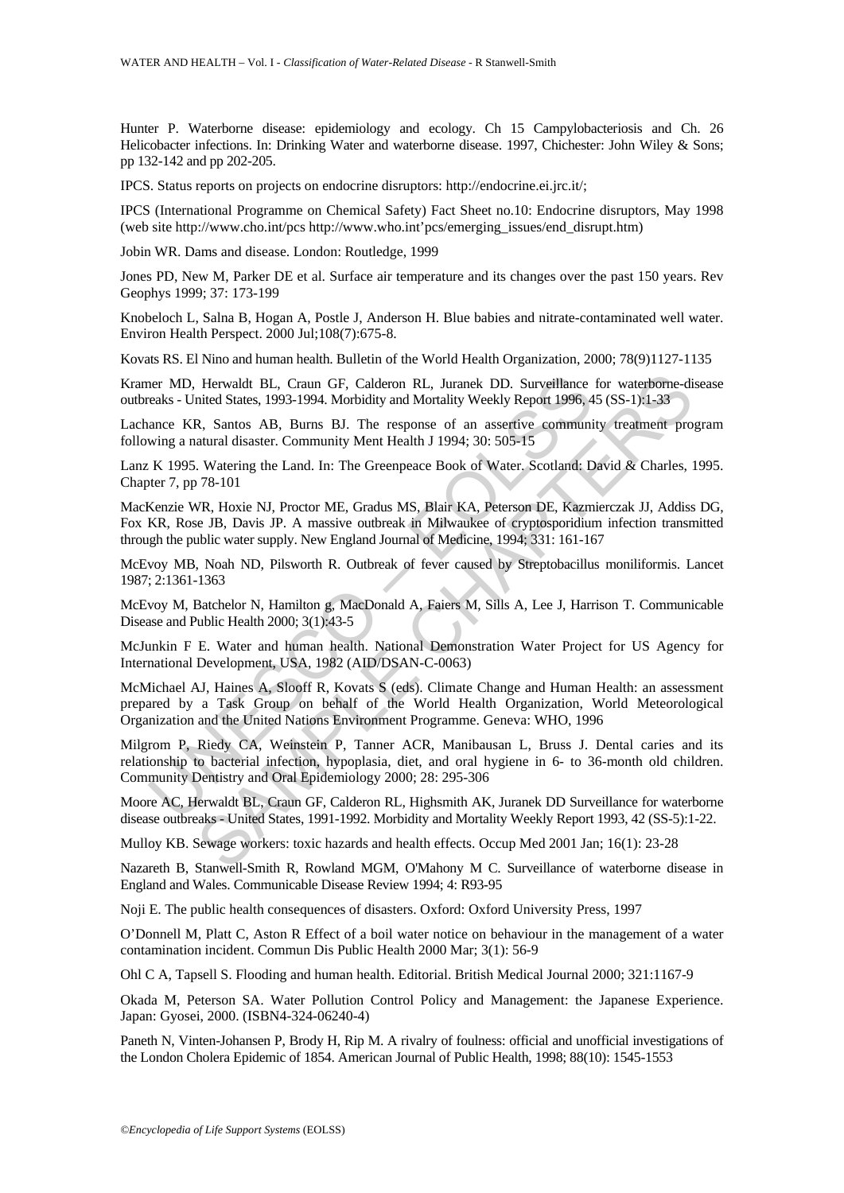Hunter P. Waterborne disease: epidemiology and ecology. Ch 15 Campylobacteriosis and Ch. 26 Helicobacter infections. In: Drinking Water and waterborne disease. 1997, Chichester: John Wiley & Sons; pp 132-142 and pp 202-205.

IPCS. Status reports on projects on endocrine disruptors: http://endocrine.ei.jrc.it/;

IPCS (International Programme on Chemical Safety) Fact Sheet no.10: Endocrine disruptors, May 1998 (web site http://www.cho.int/pcs http://www.who.int'pcs/emerging_issues/end_disrupt.htm)

Jobin WR. Dams and disease. London: Routledge, 1999

Jones PD, New M, Parker DE et al. Surface air temperature and its changes over the past 150 years. Rev Geophys 1999; 37: 173-199

Knobeloch L, Salna B, Hogan A, Postle J, Anderson H. Blue babies and nitrate-contaminated well water. Environ Health Perspect. 2000 Jul;108(7):675-8.

Kovats RS. El Nino and human health. Bulletin of the World Health Organization, 2000; 78(9)1127-1135

Kramer MD, Herwaldt BL, Craun GF, Calderon RL, Juranek DD. Surveillance for waterborne-disease outbreaks - United States, 1993-1994. Morbidity and Mortality Weekly Report 1996, 45 (SS-1):1-33

Lachance KR, Santos AB, Burns BJ. The response of an assertive community treatment program following a natural disaster. Community Ment Health J 1994; 30: 505-15

Lanz K 1995. Watering the Land. In: The Greenpeace Book of Water. Scotland: David & Charles, 1995. Chapter 7, pp 78-101

MacKenzie WR, Hoxie NJ, Proctor ME, Gradus MS, Blair KA, Peterson DE, Kazmierczak JJ, Addiss DG, Fox KR, Rose JB, Davis JP. A massive outbreak in Milwaukee of cryptosporidium infection transmitted through the public water supply. New England Journal of Medicine, 1994; 331: 161-167

McEvoy MB, Noah ND, Pilsworth R. Outbreak of fever caused by Streptobacillus moniliformis. Lancet 1987; 2:1361-1363

McEvoy M, Batchelor N, Hamilton g, MacDonald A, Faiers M, Sills A, Lee J, Harrison T. Communicable Disease and Public Health 2000; 3(1):43-5

McJunkin F E. Water and human health. National Demonstration Water Project for US Agency for International Development, USA, 1982 (AID/DSAN-C-0063)

McMichael AJ, Haines A, Slooff R, Kovats S (eds). Climate Change and Human Health: an assessment prepared by a Task Group on behalf of the World Health Organization, World Meteorological Organization and the United Nations Environment Programme. Geneva: WHO, 1996

Milgrom P, Riedy CA, Weinstein P, Tanner ACR, Manibausan L, Bruss J. Dental caries and its relationship to bacterial infection, hypoplasia, diet, and oral hygiene in 6- to 36-month old children. Community Dentistry and Oral Epidemiology 2000; 28: 295-306

Moore AC, Herwaldt BL, Craun GF, Calderon RL, Highsmith AK, Juranek DD Surveillance for waterborne disease outbreaks - United States, 1991-1992. Morbidity and Mortality Weekly Report 1993, 42 (SS-5):1-22.

Mulloy KB. Sewage workers: toxic hazards and health effects. Occup Med 2001 Jan; 16(1): 23-28

Nazareth B, Stanwell-Smith R, Rowland MGM, O'Mahony M C. Surveillance of waterborne disease in England and Wales. Communicable Disease Review 1994; 4: R93-95

Noji E. The public health consequences of disasters. Oxford: Oxford University Press, 1997

O'Donnell M, Platt C, Aston R Effect of a boil water notice on behaviour in the management of a water contamination incident. Commun Dis Public Health 2000 Mar; 3(1): 56-9

Ohl C A, Tapsell S. Flooding and human health. Editorial. British Medical Journal 2000; 321:1167-9

Okada M, Peterson SA. Water Pollution Control Policy and Management: the Japanese Experience. Japan: Gyosei, 2000. (ISBN4-324-06240-4)

Paneth N, Vinten-Johansen P, Brody H, Rip M. A rivalry of foulness: official and unofficial investigations of the London Cholera Epidemic of 1854. American Journal of Public Health, 1998; 88(10): 1545-1553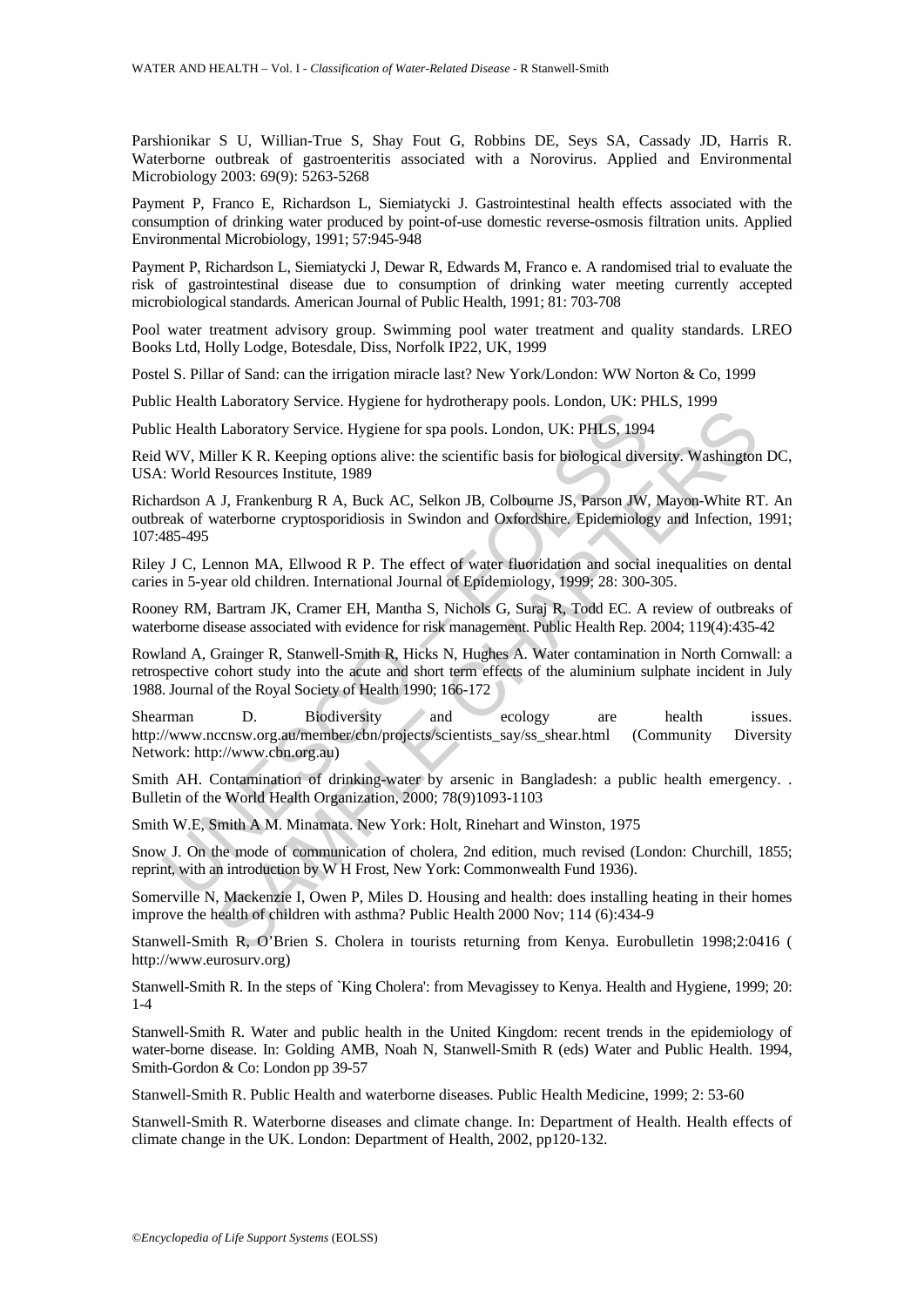Parshionikar S U, Willian-True S, Shay Fout G, Robbins DE, Seys SA, Cassady JD, Harris R. Waterborne outbreak of gastroenteritis associated with a Norovirus. Applied and Environmental Microbiology 2003: 69(9): 5263-5268

Payment P, Franco E, Richardson L, Siemiatycki J. Gastrointestinal health effects associated with the consumption of drinking water produced by point-of-use domestic reverse-osmosis filtration units. Applied Environmental Microbiology, 1991; 57:945-948

Payment P, Richardson L, Siemiatycki J, Dewar R, Edwards M, Franco e. A randomised trial to evaluate the risk of gastrointestinal disease due to consumption of drinking water meeting currently accepted microbiological standards. American Journal of Public Health, 1991; 81: 703-708

Pool water treatment advisory group. Swimming pool water treatment and quality standards. LREO Books Ltd, Holly Lodge, Botesdale, Diss, Norfolk IP22, UK, 1999

Postel S. Pillar of Sand: can the irrigation miracle last? New York/London: WW Norton & Co, 1999

Public Health Laboratory Service. Hygiene for hydrotherapy pools. London, UK: PHLS, 1999

Public Health Laboratory Service. Hygiene for spa pools. London, UK: PHLS, 1994

Reid WV, Miller K R. Keeping options alive: the scientific basis for biological diversity. Washington DC, USA: World Resources Institute, 1989

Richardson A J, Frankenburg R A, Buck AC, Selkon JB, Colbourne JS, Parson JW, Mayon-White RT. An outbreak of waterborne cryptosporidiosis in Swindon and Oxfordshire. Epidemiology and Infection, 1991; 107:485-495

Riley J C, Lennon MA, Ellwood R P. The effect of water fluoridation and social inequalities on dental caries in 5-year old children. International Journal of Epidemiology, 1999; 28: 300-305.

Rooney RM, Bartram JK, Cramer EH, Mantha S, Nichols G, Suraj R, Todd EC. A review of outbreaks of waterborne disease associated with evidence for risk management. Public Health Rep. 2004; 119(4):435-42

Rowland A, Grainger R, Stanwell-Smith R, Hicks N, Hughes A. Water contamination in North Cornwall: a retrospective cohort study into the acute and short term effects of the aluminium sulphate incident in July 1988. Journal of the Royal Society of Health 1990; 166-172

Shearman D. Biodiversity and ecology are health issues. http://www.nccnsw.org.au/member/cbn/projects/scientists_say/ss_shear.html (Community Diversity Network: http://www.cbn.org.au)

Smith AH. Contamination of drinking-water by arsenic in Bangladesh: a public health emergency. . Bulletin of the World Health Organization, 2000; 78(9)1093-1103

Smith W.E, Smith A M. Minamata. New York: Holt, Rinehart and Winston, 1975

Snow J. On the mode of communication of cholera, 2nd edition, much revised (London: Churchill, 1855; reprint, with an introduction by W H Frost, New York: Commonwealth Fund 1936).

Somerville N, Mackenzie I, Owen P, Miles D. Housing and health: does installing heating in their homes improve the health of children with asthma? Public Health 2000 Nov; 114 (6):434-9

Stanwell-Smith R, O'Brien S. Cholera in tourists returning from Kenya. Eurobulletin 1998;2:0416 ( http://www.eurosurv.org)

Stanwell-Smith R. In the steps of `King Cholera': from Mevagissey to Kenya. Health and Hygiene, 1999; 20: 1-4

Stanwell-Smith R. Water and public health in the United Kingdom: recent trends in the epidemiology of water-borne disease. In: Golding AMB, Noah N, Stanwell-Smith R (eds) Water and Public Health. 1994, Smith-Gordon & Co: London pp 39-57

Stanwell-Smith R. Public Health and waterborne diseases. Public Health Medicine, 1999; 2: 53-60

Stanwell-Smith R. Waterborne diseases and climate change. In: Department of Health. Health effects of climate change in the UK. London: Department of Health, 2002, pp120-132.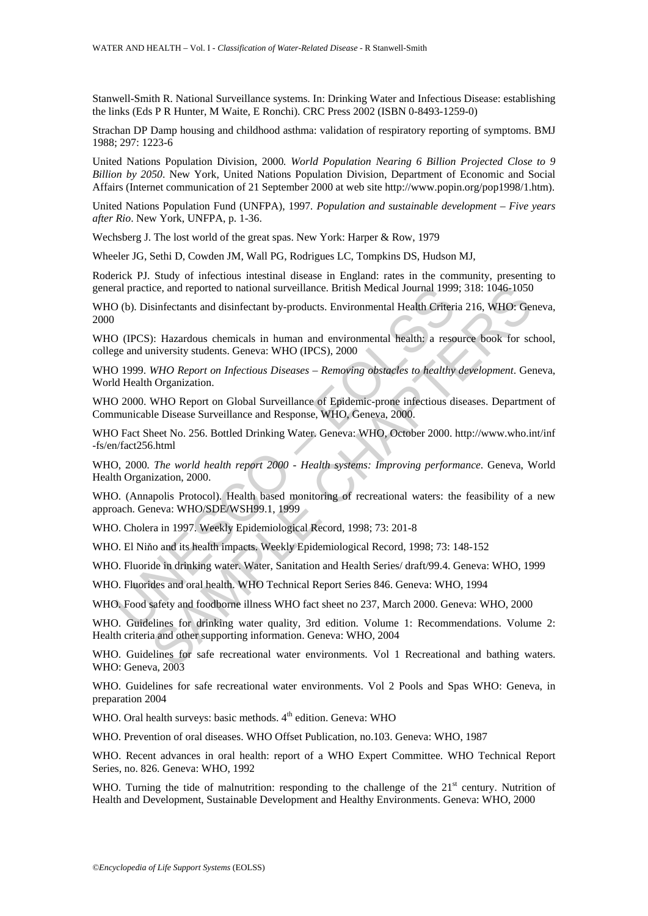Stanwell-Smith R. National Surveillance systems. In: Drinking Water and Infectious Disease: establishing the links (Eds P R Hunter, M Waite, E Ronchi). CRC Press 2002 (ISBN 0-8493-1259-0)

Strachan DP Damp housing and childhood asthma: validation of respiratory reporting of symptoms. BMJ 1988; 297: 1223-6

United Nations Population Division, 2000. *World Population Nearing 6 Billion Projected Close to 9 Billion by 2050*. New York, United Nations Population Division, Department of Economic and Social Affairs (Internet communication of 21 September 2000 at web site http://www.popin.org/pop1998/1.htm).

United Nations Population Fund (UNFPA), 1997. *Population and sustainable development – Five years after Rio*. New York, UNFPA, p. 1-36.

Wechsberg J. The lost world of the great spas. New York: Harper & Row, 1979

Wheeler JG, Sethi D, Cowden JM, Wall PG, Rodrigues LC, Tompkins DS, Hudson MJ,

Roderick PJ. Study of infectious intestinal disease in England: rates in the community, presenting to general practice, and reported to national surveillance. British Medical Journal 1999; 318: 1046-1050

WHO (b). Disinfectants and disinfectant by-products. Environmental Health Criteria 216, WHO: Geneva, 2000

WHO (IPCS): Hazardous chemicals in human and environmental health: a resource book for school, college and university students. Geneva: WHO (IPCS), 2000

WHO 1999. *WHO Report on Infectious Diseases – Removing obstacles to healthy development*. Geneva, World Health Organization.

WHO 2000. WHO Report on Global Surveillance of Epidemic-prone infectious diseases. Department of Communicable Disease Surveillance and Response, WHO, Geneva, 2000.

WHO Fact Sheet No. 256. Bottled Drinking Water. Geneva: WHO, October 2000. http://www.who.int/inf-fs/en/fact256.html

WHO, 2000. *The world health report 2000 - Health systems: Improving performance*. Geneva, World Health Organization, 2000.

WHO. (Annapolis Protocol). Health based monitoring of recreational waters: the feasibility of a new approach. Geneva: WHO/SDE/WSH99.1, 1999

WHO. Cholera in 1997. Weekly Epidemiological Record, 1998; 73: 201-8

WHO. El Niňo and its health impacts. Weekly Epidemiological Record, 1998; 73: 148-152

WHO. Fluoride in drinking water. Water, Sanitation and Health Series/ draft/99.4. Geneva: WHO, 1999

WHO. Fluorides and oral health. WHO Technical Report Series 846. Geneva: WHO, 1994

WHO. Food safety and foodborne illness WHO fact sheet no 237, March 2000. Geneva: WHO, 2000

WHO. Guidelines for drinking water quality, 3rd edition. Volume 1: Recommendations. Volume 2: Health criteria and other supporting information. Geneva: WHO, 2004

WHO. Guidelines for safe recreational water environments. Vol 1 Recreational and bathing waters. WHO: Geneva, 2003

WHO. Guidelines for safe recreational water environments. Vol 2 Pools and Spas WHO: Geneva, in preparation 2004

WHO. Oral health surveys: basic methods. 4th edition. Geneva: WHO

WHO. Prevention of oral diseases. WHO Offset Publication, no.103. Geneva: WHO, 1987

WHO. Recent advances in oral health: report of a WHO Expert Committee. WHO Technical Report Series, no. 826. Geneva: WHO, 1992

WHO. Turning the tide of malnutrition: responding to the challenge of the 21st century. Nutrition of Health and Development, Sustainable Development and Healthy Environments. Geneva: WHO, 2000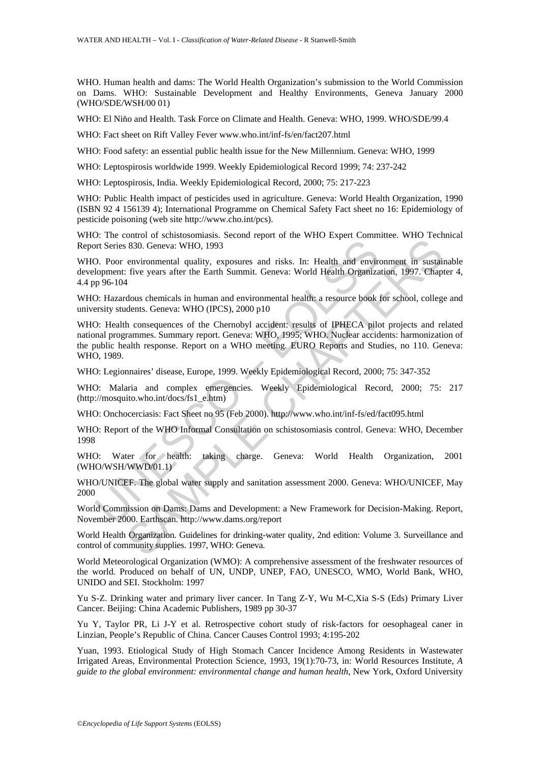WHO. Human health and dams: The World Health Organization's submission to the World Commission on Dams. WHO: Sustainable Development and Healthy Environments, Geneva January 2000 (WHO/SDE/WSH/00 01)

WHO: El Niño and Health. Task Force on Climate and Health. Geneva: WHO, 1999. WHO/SDE/99.4

WHO: Fact sheet on Rift Valley Fever www.who.int/inf-fs/en/fact207.html

WHO: Food safety: an essential public health issue for the New Millennium. Geneva: WHO, 1999

WHO: Leptospirosis worldwide 1999. Weekly Epidemiological Record 1999; 74: 237-242

WHO: Leptospirosis, India. Weekly Epidemiological Record, 2000; 75: 217-223

WHO: Public Health impact of pesticides used in agriculture. Geneva: World Health Organization, 1990 (ISBN 92 4 156139 4); International Programme on Chemical Safety Fact sheet no 16: Epidemiology of pesticide poisoning (web site http://www.cho.int/pcs).

WHO: The control of schistosomiasis. Second report of the WHO Expert Committee. WHO Technical Report Series 830. Geneva: WHO, 1993

WHO. Poor environmental quality, exposures and risks. In: Health and environment in sustainable development: five years after the Earth Summit. Geneva: World Health Organization, 1997. Chapter 4, 4.4 pp 96-104

WHO: Hazardous chemicals in human and environmental health: a resource book for school, college and university students. Geneva: WHO (IPCS), 2000 p10

WHO: Health consequences of the Chernobyl accident: results of IPHECA pilot projects and related national programmes. Summary report. Geneva: WHO, 1995; WHO. Nuclear accidents: harmonization of the public health response. Report on a WHO meeting. EURO Reports and Studies, no 110. Geneva: WHO, 1989.

WHO: Legionnaires' disease, Europe, 1999. Weekly Epidemiological Record, 2000; 75: 347-352

WHO: Malaria and complex emergencies. Weekly Epidemiological Record, 2000; 75: 217 (http://mosquito.who.int/docs/fs1_e.htm)

WHO: Onchocerciasis: Fact Sheet no 95 (Feb 2000). http://www.who.int/inf-fs/ed/fact095.html

WHO: Report of the WHO Informal Consultation on schistosomiasis control. Geneva: WHO, December 1998

WHO: Water for health: taking charge. Geneva: World Health Organization, 2001 (WHO/WSH/WWD/01.1)

WHO/UNICEF. The global water supply and sanitation assessment 2000. Geneva: WHO/UNICEF, May 2000

World Commission on Dams: Dams and Development: a New Framework for Decision-Making. Report, November 2000. Earthscan. http://www.dams.org/report

World Health Organization. Guidelines for drinking-water quality, 2nd edition: Volume 3. Surveillance and control of community supplies. 1997, WHO: Geneva.

World Meteorological Organization (WMO): A comprehensive assessment of the freshwater resources of the world. Produced on behalf of UN, UNDP, UNEP, FAO, UNESCO, WMO, World Bank, WHO, UNIDO and SEI. Stockholm: 1997

Yu S-Z. Drinking water and primary liver cancer. In Tang Z-Y, Wu M-C,Xia S-S (Eds) Primary Liver Cancer. Beijing: China Academic Publishers, 1989 pp 30-37

Yu Y, Taylor PR, Li J-Y et al. Retrospective cohort study of risk-factors for oesophageal caner in Linzian, People's Republic of China. Cancer Causes Control 1993; 4:195-202

Yuan, 1993. Etiological Study of High Stomach Cancer Incidence Among Residents in Wastewater Irrigated Areas, Environmental Protection Science, 1993, 19(1):70-73, in: World Resources Institute, *A guide to the global environment: environmental change and human health*, New York, Oxford University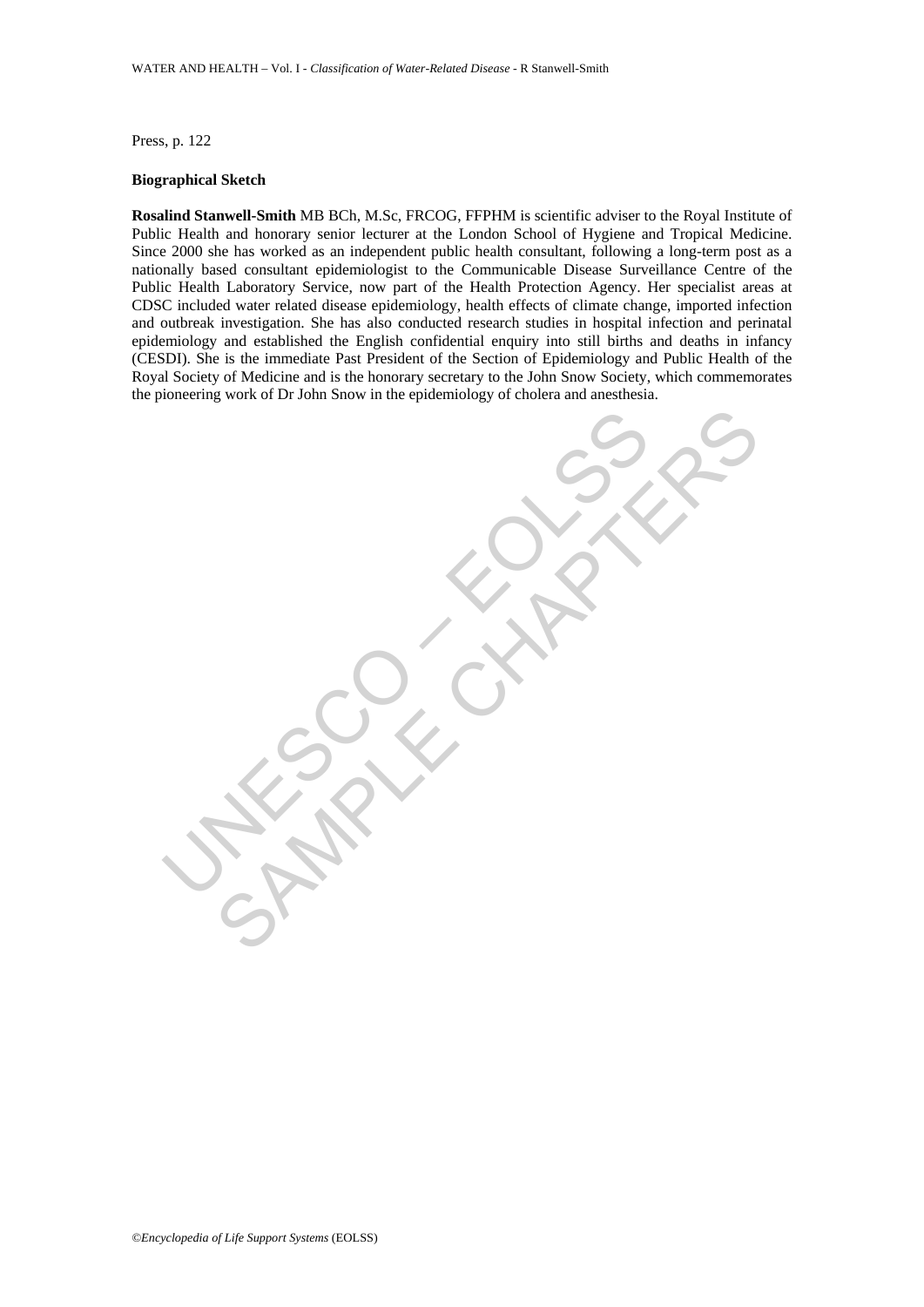Press, p. 122

**Biographical Sketch**

**Rosalind Stanwell-Smith** MB BCh, M.Sc, FRCOG, FFPHM is scientific adviser to the Royal Institute of Public Health and honorary senior lecturer at the London School of Hygiene and Tropical Medicine. Since 2000 she has worked as an independent public health consultant, following a long-term post as a nationally based consultant epidemiologist to the Communicable Disease Surveillance Centre of the Public Health Laboratory Service, now part of the Health Protection Agency. Her specialist areas at CDSC included water related disease epidemiology, health effects of climate change, imported infection and outbreak investigation. She has also conducted research studies in hospital infection and perinatal epidemiology and established the English confidential enquiry into still births and deaths in infancy (CESDI). She is the immediate Past President of the Section of Epidemiology and Public Health of the Royal Society of Medicine and is the honorary secretary to the John Snow Society, which commemorates the pioneering work of Dr John Snow in the epidemiology of cholera and anesthesia.